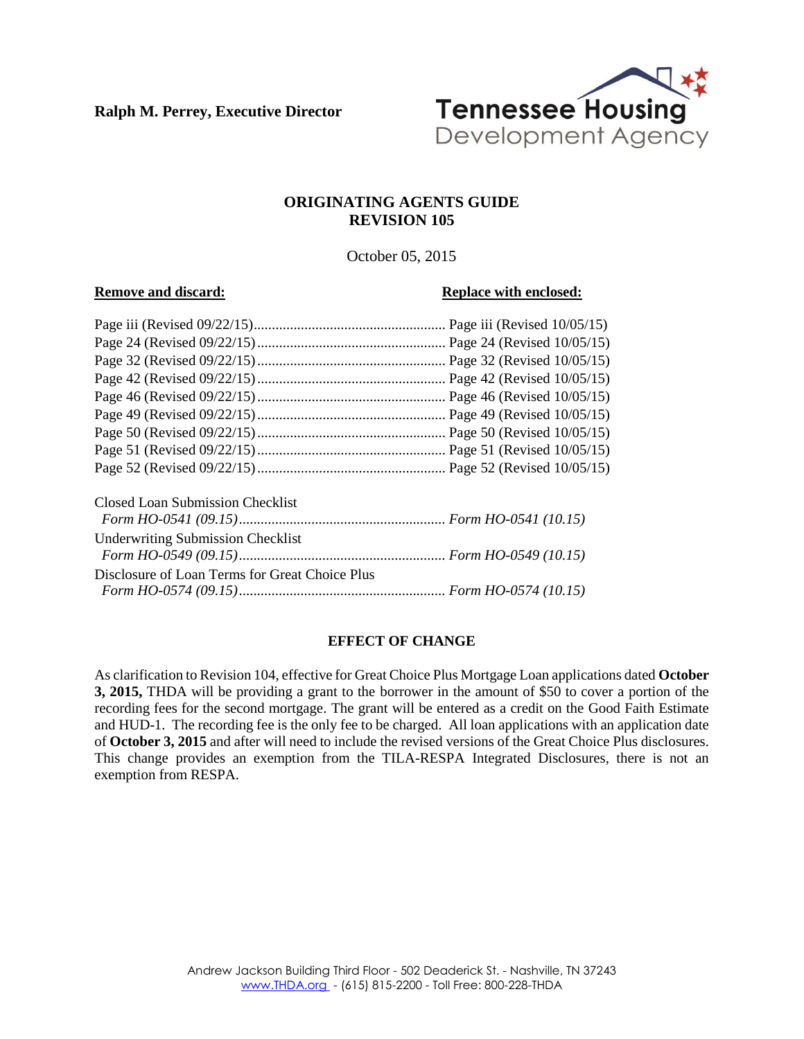**Ralph M. Perrey, Executive Director**

Tennessee Housing Development Agency

# ORIGINATING AGENTS GUIDE
# REVISION 105

October 05, 2015

| **Remove and discard:** | **Replace with enclosed:** |
| --- | --- |
| Page iii (Revised 09/22/15) | Page iii (Revised 10/05/15) |
| Page 24 (Revised 09/22/15) | Page 24 (Revised 10/05/15) |
| Page 32 (Revised 09/22/15) | Page 32 (Revised 10/05/15) |
| Page 42 (Revised 09/22/15) | Page 42 (Revised 10/05/15) |
| Page 46 (Revised 09/22/15) | Page 46 (Revised 10/05/15) |
| Page 49 (Revised 09/22/15) | Page 49 (Revised 10/05/15) |
| Page 50 (Revised 09/22/15) | Page 50 (Revised 10/05/15) |
| Page 51 (Revised 09/22/15) | Page 51 (Revised 10/05/15) |
| Page 52 (Revised 09/22/15) | Page 52 (Revised 10/05/15) |
| Closed Loan Submission Checklist *Form HO-0541 (09.15)* | *Form HO-0541 (10.15)* |
| Underwriting Submission Checklist *Form HO-0549 (09.15)* | *Form HO-0549 (10.15)* |
| Disclosure of Loan Terms for Great Choice Plus *Form HO-0574 (09.15)* | *Form HO-0574 (10.15)* |

## EFFECT OF CHANGE

As clarification to Revision 104, effective for Great Choice Plus Mortgage Loan applications dated **October 3, 2015,** THDA will be providing a grant to the borrower in the amount of $50 to cover a portion of the recording fees for the second mortgage. The grant will be entered as a credit on the Good Faith Estimate and HUD-1. The recording fee is the only fee to be charged. All loan applications with an application date of **October 3, 2015** and after will need to include the revised versions of the Great Choice Plus disclosures. This change provides an exemption from the TILA-RESPA Integrated Disclosures, there is not an exemption from RESPA.

Andrew Jackson Building Third Floor - 502 Deaderick St. - Nashville, TN 37243
www.THDA.org - (615) 815-2200 - Toll Free: 800-228-THDA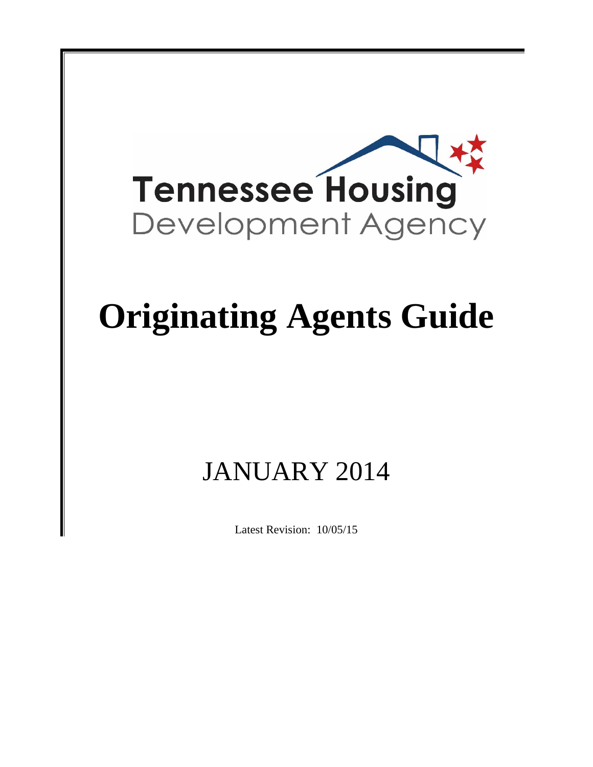Tennessee Housing
Development Agency

# Originating Agents Guide

## JANUARY 2014

Latest Revision: 10/05/15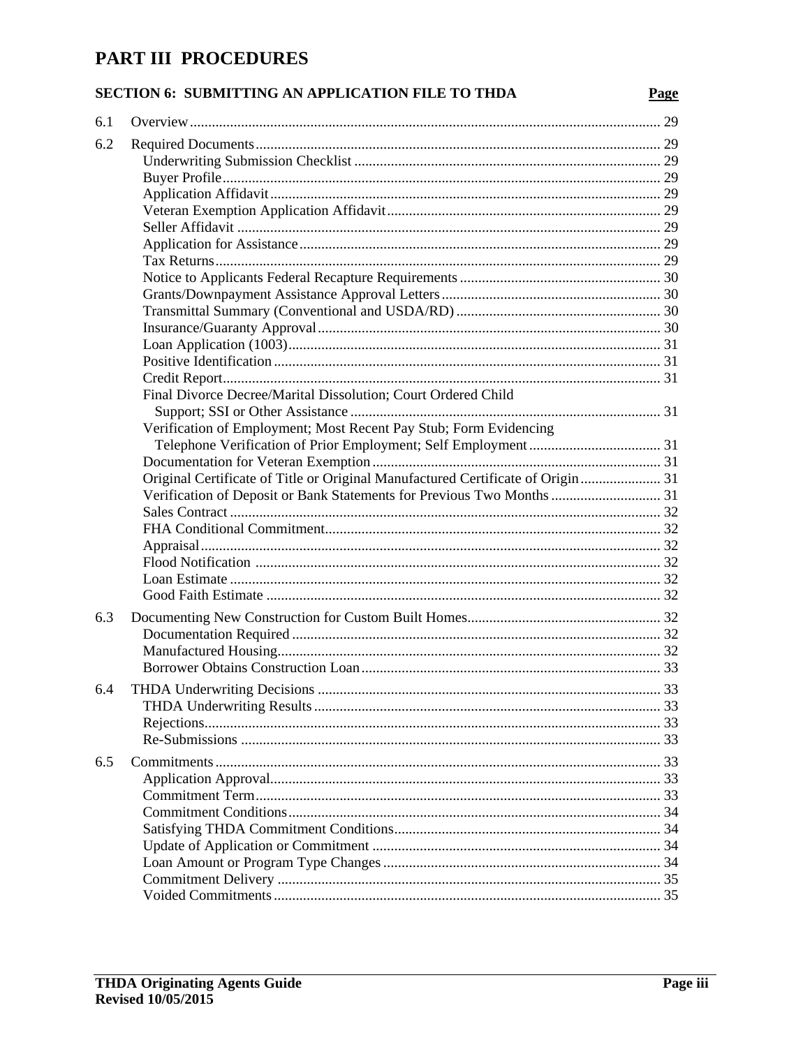# PART III PROCEDURES

## SECTION 6: SUBMITTING AN APPLICATION FILE TO THDA

| | | Page |
|---|---|---|
| 6.1 | Overview | 29 |
| 6.2 | Required Documents | 29 |
| | Underwriting Submission Checklist | 29 |
| | Buyer Profile | 29 |
| | Application Affidavit | 29 |
| | Veteran Exemption Application Affidavit | 29 |
| | Seller Affidavit | 29 |
| | Application for Assistance | 29 |
| | Tax Returns | 29 |
| | Notice to Applicants Federal Recapture Requirements | 30 |
| | Grants/Downpayment Assistance Approval Letters | 30 |
| | Transmittal Summary (Conventional and USDA/RD) | 30 |
| | Insurance/Guaranty Approval | 30 |
| | Loan Application (1003) | 31 |
| | Positive Identification | 31 |
| | Credit Report | 31 |
| | Final Divorce Decree/Marital Dissolution; Court Ordered Child Support; SSI or Other Assistance | 31 |
| | Verification of Employment; Most Recent Pay Stub; Form Evidencing Telephone Verification of Prior Employment; Self Employment | 31 |
| | Documentation for Veteran Exemption | 31 |
| | Original Certificate of Title or Original Manufactured Certificate of Origin | 31 |
| | Verification of Deposit or Bank Statements for Previous Two Months | 31 |
| | Sales Contract | 32 |
| | FHA Conditional Commitment | 32 |
| | Appraisal | 32 |
| | Flood Notification | 32 |
| | Loan Estimate | 32 |
| | Good Faith Estimate | 32 |
| 6.3 | Documenting New Construction for Custom Built Homes | 32 |
| | Documentation Required | 32 |
| | Manufactured Housing | 32 |
| | Borrower Obtains Construction Loan | 33 |
| 6.4 | THDA Underwriting Decisions | 33 |
| | THDA Underwriting Results | 33 |
| | Rejections | 33 |
| | Re-Submissions | 33 |
| 6.5 | Commitments | 33 |
| | Application Approval | 33 |
| | Commitment Term | 33 |
| | Commitment Conditions | 34 |
| | Satisfying THDA Commitment Conditions | 34 |
| | Update of Application or Commitment | 34 |
| | Loan Amount or Program Type Changes | 34 |
| | Commitment Delivery | 35 |
| | Voided Commitments | 35 |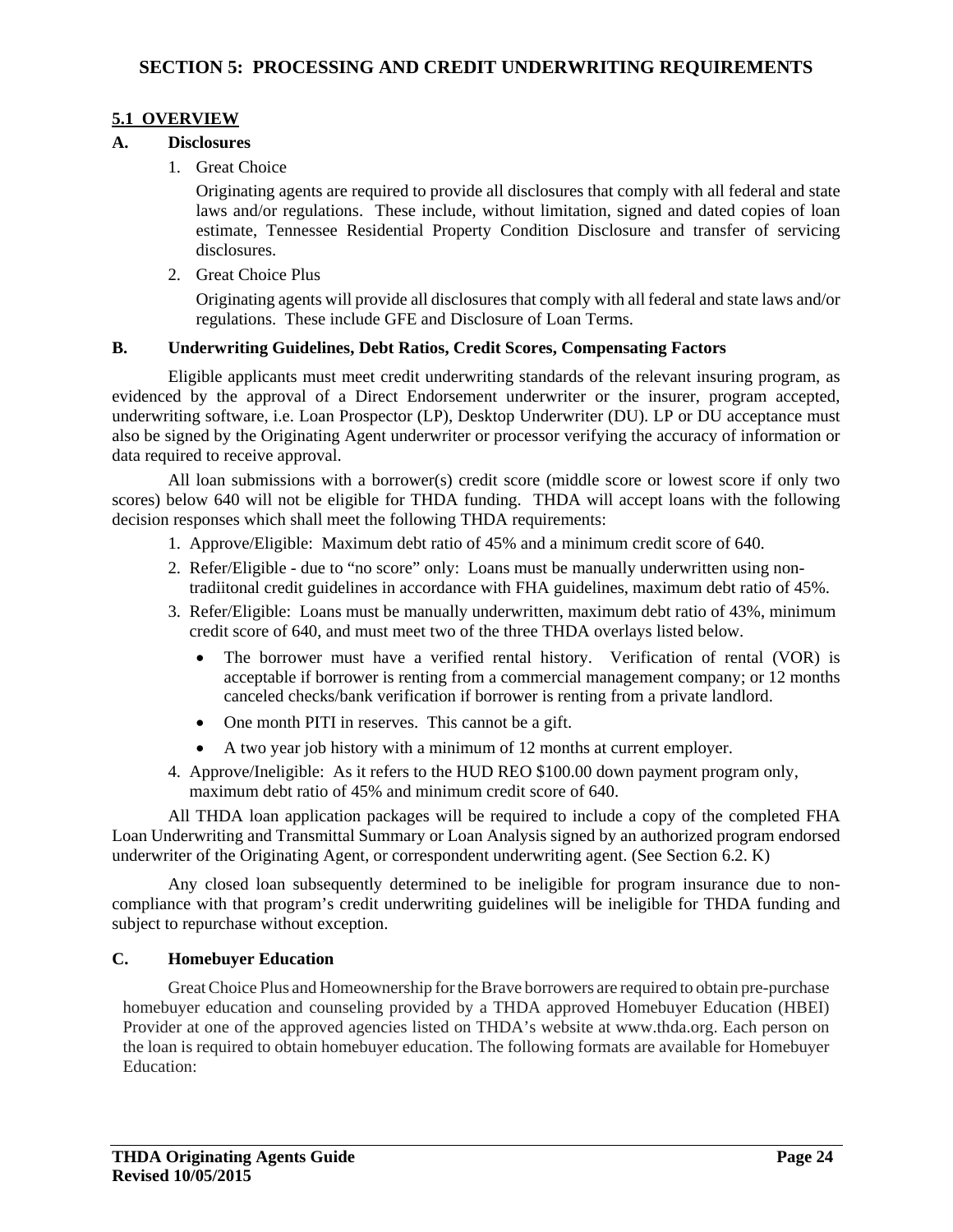# SECTION 5: PROCESSING AND CREDIT UNDERWRITING REQUIREMENTS

## 5.1 OVERVIEW

### A. Disclosures

1. Great Choice

   Originating agents are required to provide all disclosures that comply with all federal and state laws and/or regulations. These include, without limitation, signed and dated copies of loan estimate, Tennessee Residential Property Condition Disclosure and transfer of servicing disclosures.

2. Great Choice Plus

   Originating agents will provide all disclosures that comply with all federal and state laws and/or regulations. These include GFE and Disclosure of Loan Terms.

### B. Underwriting Guidelines, Debt Ratios, Credit Scores, Compensating Factors

Eligible applicants must meet credit underwriting standards of the relevant insuring program, as evidenced by the approval of a Direct Endorsement underwriter or the insurer, program accepted, underwriting software, i.e. Loan Prospector (LP), Desktop Underwriter (DU). LP or DU acceptance must also be signed by the Originating Agent underwriter or processor verifying the accuracy of information or data required to receive approval.

All loan submissions with a borrower(s) credit score (middle score or lowest score if only two scores) below 640 will not be eligible for THDA funding. THDA will accept loans with the following decision responses which shall meet the following THDA requirements:

1. Approve/Eligible: Maximum debt ratio of 45% and a minimum credit score of 640.
2. Refer/Eligible - due to "no score" only: Loans must be manually underwritten using non-tradiitonal credit guidelines in accordance with FHA guidelines, maximum debt ratio of 45%.
3. Refer/Eligible: Loans must be manually underwritten, maximum debt ratio of 43%, minimum credit score of 640, and must meet two of the three THDA overlays listed below.
   - The borrower must have a verified rental history. Verification of rental (VOR) is acceptable if borrower is renting from a commercial management company; or 12 months canceled checks/bank verification if borrower is renting from a private landlord.
   - One month PITI in reserves. This cannot be a gift.
   - A two year job history with a minimum of 12 months at current employer.
4. Approve/Ineligible: As it refers to the HUD REO $100.00 down payment program only, maximum debt ratio of 45% and minimum credit score of 640.

All THDA loan application packages will be required to include a copy of the completed FHA Loan Underwriting and Transmittal Summary or Loan Analysis signed by an authorized program endorsed underwriter of the Originating Agent, or correspondent underwriting agent. (See Section 6.2. K)

Any closed loan subsequently determined to be ineligible for program insurance due to non-compliance with that program's credit underwriting guidelines will be ineligible for THDA funding and subject to repurchase without exception.

### C. Homebuyer Education

Great Choice Plus and Homeownership for the Brave borrowers are required to obtain pre-purchase homebuyer education and counseling provided by a THDA approved Homebuyer Education (HBEI) Provider at one of the approved agencies listed on THDA's website at www.thda.org. Each person on the loan is required to obtain homebuyer education. The following formats are available for Homebuyer Education: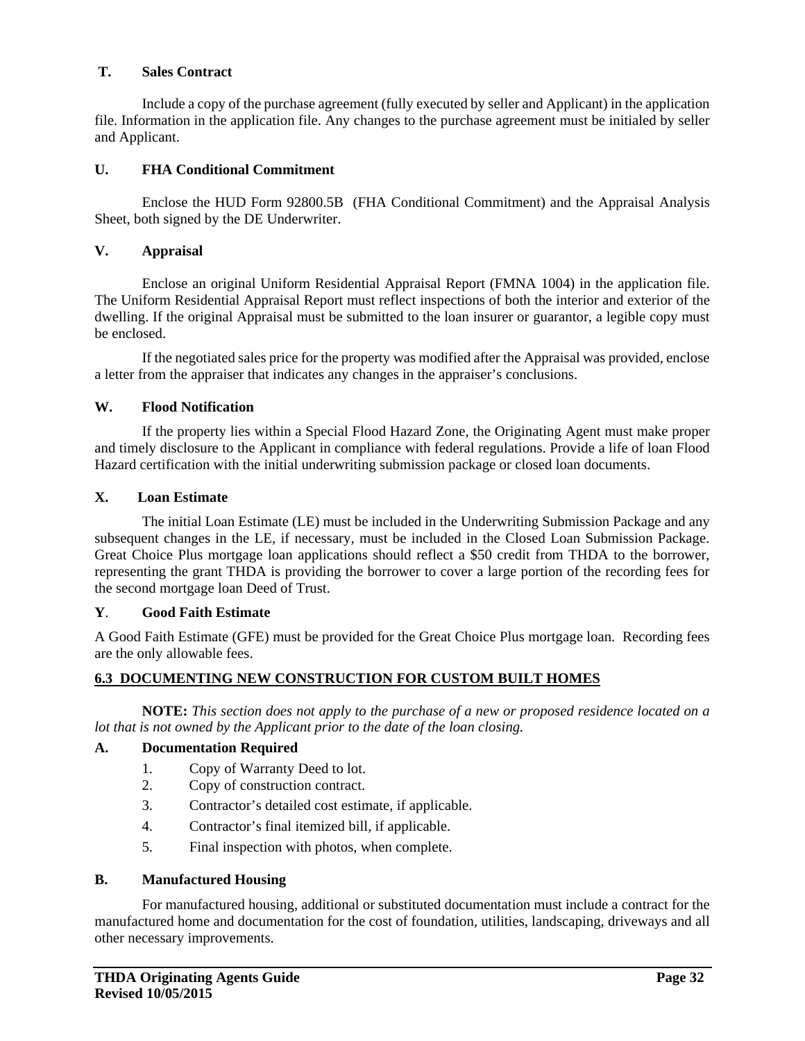### T. Sales Contract

Include a copy of the purchase agreement (fully executed by seller and Applicant) in the application file. Information in the application file. Any changes to the purchase agreement must be initialed by seller and Applicant.

### U. FHA Conditional Commitment

Enclose the HUD Form 92800.5B (FHA Conditional Commitment) and the Appraisal Analysis Sheet, both signed by the DE Underwriter.

### V. Appraisal

Enclose an original Uniform Residential Appraisal Report (FMNA 1004) in the application file. The Uniform Residential Appraisal Report must reflect inspections of both the interior and exterior of the dwelling. If the original Appraisal must be submitted to the loan insurer or guarantor, a legible copy must be enclosed.

If the negotiated sales price for the property was modified after the Appraisal was provided, enclose a letter from the appraiser that indicates any changes in the appraiser's conclusions.

### W. Flood Notification

If the property lies within a Special Flood Hazard Zone, the Originating Agent must make proper and timely disclosure to the Applicant in compliance with federal regulations. Provide a life of loan Flood Hazard certification with the initial underwriting submission package or closed loan documents.

### X. Loan Estimate

The initial Loan Estimate (LE) must be included in the Underwriting Submission Package and any subsequent changes in the LE, if necessary, must be included in the Closed Loan Submission Package. Great Choice Plus mortgage loan applications should reflect a $50 credit from THDA to the borrower, representing the grant THDA is providing the borrower to cover a large portion of the recording fees for the second mortgage loan Deed of Trust.

### Y. Good Faith Estimate

A Good Faith Estimate (GFE) must be provided for the Great Choice Plus mortgage loan. Recording fees are the only allowable fees.

## 6.3 DOCUMENTING NEW CONSTRUCTION FOR CUSTOM BUILT HOMES

**NOTE:** *This section does not apply to the purchase of a new or proposed residence located on a lot that is not owned by the Applicant prior to the date of the loan closing.*

### A. Documentation Required

1. Copy of Warranty Deed to lot.
2. Copy of construction contract.
3. Contractor's detailed cost estimate, if applicable.
4. Contractor's final itemized bill, if applicable.
5. Final inspection with photos, when complete.

### B. Manufactured Housing

For manufactured housing, additional or substituted documentation must include a contract for the manufactured home and documentation for the cost of foundation, utilities, landscaping, driveways and all other necessary improvements.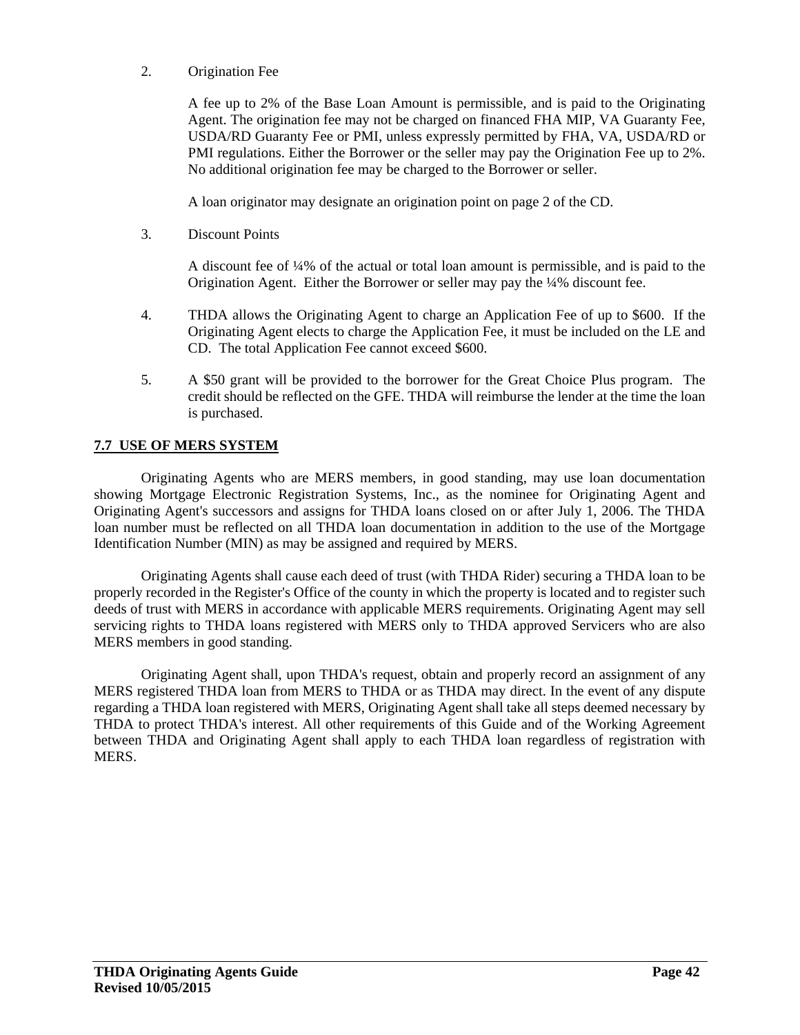2. Origination Fee

   A fee up to 2% of the Base Loan Amount is permissible, and is paid to the Originating Agent. The origination fee may not be charged on financed FHA MIP, VA Guaranty Fee, USDA/RD Guaranty Fee or PMI, unless expressly permitted by FHA, VA, USDA/RD or PMI regulations. Either the Borrower or the seller may pay the Origination Fee up to 2%. No additional origination fee may be charged to the Borrower or seller.

   A loan originator may designate an origination point on page 2 of the CD.

3. Discount Points

   A discount fee of ¼% of the actual or total loan amount is permissible, and is paid to the Origination Agent. Either the Borrower or seller may pay the ¼% discount fee.

4. THDA allows the Originating Agent to charge an Application Fee of up to $600. If the Originating Agent elects to charge the Application Fee, it must be included on the LE and CD. The total Application Fee cannot exceed $600.

5. A $50 grant will be provided to the borrower for the Great Choice Plus program. The credit should be reflected on the GFE. THDA will reimburse the lender at the time the loan is purchased.

## 7.7 USE OF MERS SYSTEM

Originating Agents who are MERS members, in good standing, may use loan documentation showing Mortgage Electronic Registration Systems, Inc., as the nominee for Originating Agent and Originating Agent's successors and assigns for THDA loans closed on or after July 1, 2006. The THDA loan number must be reflected on all THDA loan documentation in addition to the use of the Mortgage Identification Number (MIN) as may be assigned and required by MERS.

Originating Agents shall cause each deed of trust (with THDA Rider) securing a THDA loan to be properly recorded in the Register's Office of the county in which the property is located and to register such deeds of trust with MERS in accordance with applicable MERS requirements. Originating Agent may sell servicing rights to THDA loans registered with MERS only to THDA approved Servicers who are also MERS members in good standing.

Originating Agent shall, upon THDA's request, obtain and properly record an assignment of any MERS registered THDA loan from MERS to THDA or as THDA may direct. In the event of any dispute regarding a THDA loan registered with MERS, Originating Agent shall take all steps deemed necessary by THDA to protect THDA's interest. All other requirements of this Guide and of the Working Agreement between THDA and Originating Agent shall apply to each THDA loan regardless of registration with MERS.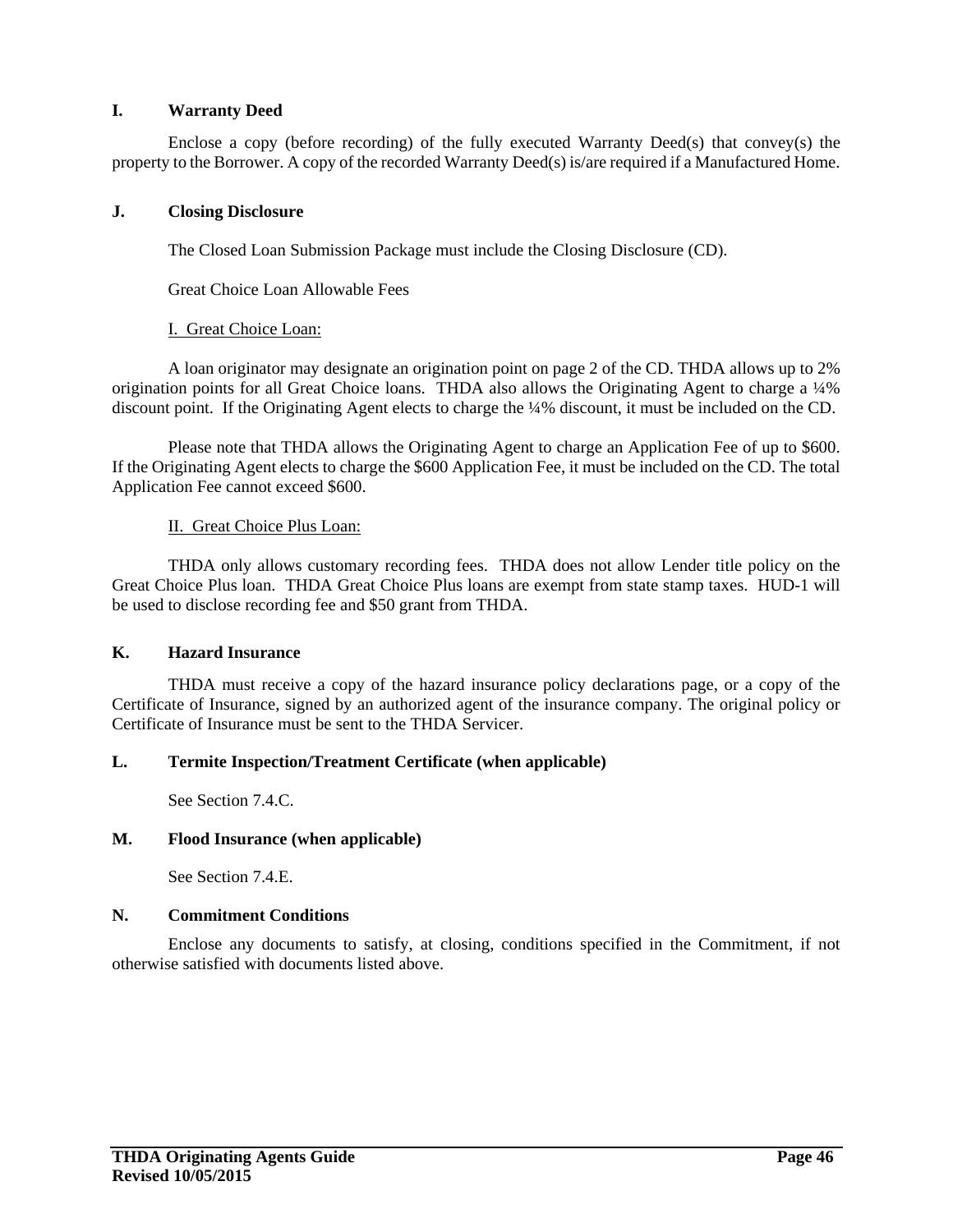### I. Warranty Deed

Enclose a copy (before recording) of the fully executed Warranty Deed(s) that convey(s) the property to the Borrower. A copy of the recorded Warranty Deed(s) is/are required if a Manufactured Home.

### J. Closing Disclosure

The Closed Loan Submission Package must include the Closing Disclosure (CD).

Great Choice Loan Allowable Fees

I. Great Choice Loan:

A loan originator may designate an origination point on page 2 of the CD. THDA allows up to 2% origination points for all Great Choice loans. THDA also allows the Originating Agent to charge a ¼% discount point. If the Originating Agent elects to charge the ¼% discount, it must be included on the CD.

Please note that THDA allows the Originating Agent to charge an Application Fee of up to $600. If the Originating Agent elects to charge the $600 Application Fee, it must be included on the CD. The total Application Fee cannot exceed $600.

II. Great Choice Plus Loan:

THDA only allows customary recording fees. THDA does not allow Lender title policy on the Great Choice Plus loan. THDA Great Choice Plus loans are exempt from state stamp taxes. HUD-1 will be used to disclose recording fee and $50 grant from THDA.

### K. Hazard Insurance

THDA must receive a copy of the hazard insurance policy declarations page, or a copy of the Certificate of Insurance, signed by an authorized agent of the insurance company. The original policy or Certificate of Insurance must be sent to the THDA Servicer.

### L. Termite Inspection/Treatment Certificate (when applicable)

See Section 7.4.C.

### M. Flood Insurance (when applicable)

See Section 7.4.E.

### N. Commitment Conditions

Enclose any documents to satisfy, at closing, conditions specified in the Commitment, if not otherwise satisfied with documents listed above.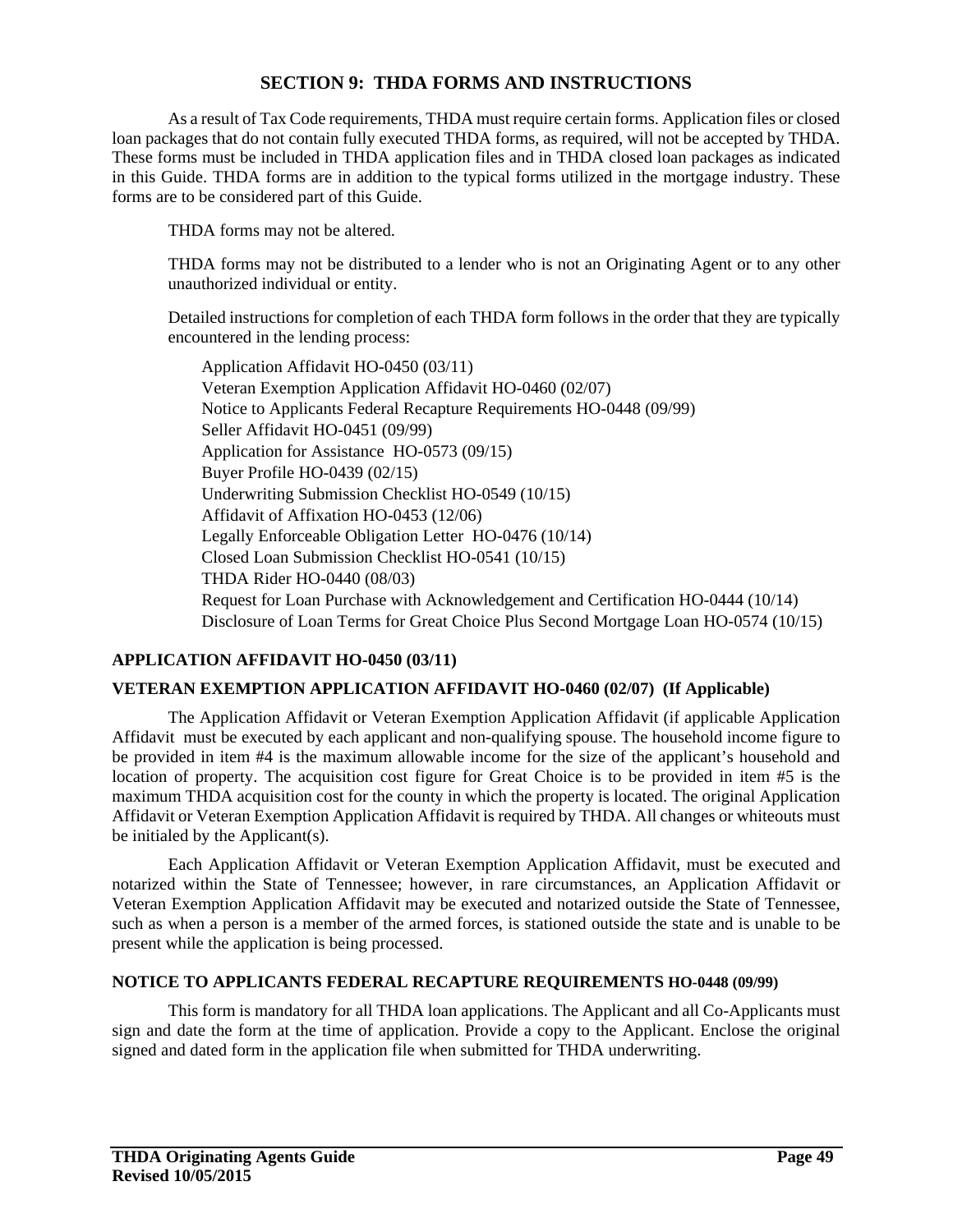# SECTION 9: THDA FORMS AND INSTRUCTIONS

As a result of Tax Code requirements, THDA must require certain forms. Application files or closed loan packages that do not contain fully executed THDA forms, as required, will not be accepted by THDA. These forms must be included in THDA application files and in THDA closed loan packages as indicated in this Guide. THDA forms are in addition to the typical forms utilized in the mortgage industry. These forms are to be considered part of this Guide.

THDA forms may not be altered.

THDA forms may not be distributed to a lender who is not an Originating Agent or to any other unauthorized individual or entity.

Detailed instructions for completion of each THDA form follows in the order that they are typically encountered in the lending process:

Application Affidavit HO-0450 (03/11)
Veteran Exemption Application Affidavit HO-0460 (02/07)
Notice to Applicants Federal Recapture Requirements HO-0448 (09/99)
Seller Affidavit HO-0451 (09/99)
Application for Assistance HO-0573 (09/15)
Buyer Profile HO-0439 (02/15)
Underwriting Submission Checklist HO-0549 (10/15)
Affidavit of Affixation HO-0453 (12/06)
Legally Enforceable Obligation Letter HO-0476 (10/14)
Closed Loan Submission Checklist HO-0541 (10/15)
THDA Rider HO-0440 (08/03)
Request for Loan Purchase with Acknowledgement and Certification HO-0444 (10/14)
Disclosure of Loan Terms for Great Choice Plus Second Mortgage Loan HO-0574 (10/15)

### APPLICATION AFFIDAVIT HO-0450 (03/11)

### VETERAN EXEMPTION APPLICATION AFFIDAVIT HO-0460 (02/07) (If Applicable)

The Application Affidavit or Veteran Exemption Application Affidavit (if applicable Application Affidavit must be executed by each applicant and non-qualifying spouse. The household income figure to be provided in item #4 is the maximum allowable income for the size of the applicant's household and location of property. The acquisition cost figure for Great Choice is to be provided in item #5 is the maximum THDA acquisition cost for the county in which the property is located. The original Application Affidavit or Veteran Exemption Application Affidavit is required by THDA. All changes or whiteouts must be initialed by the Applicant(s).

Each Application Affidavit or Veteran Exemption Application Affidavit, must be executed and notarized within the State of Tennessee; however, in rare circumstances, an Application Affidavit or Veteran Exemption Application Affidavit may be executed and notarized outside the State of Tennessee, such as when a person is a member of the armed forces, is stationed outside the state and is unable to be present while the application is being processed.

### NOTICE TO APPLICANTS FEDERAL RECAPTURE REQUIREMENTS HO-0448 (09/99)

This form is mandatory for all THDA loan applications. The Applicant and all Co-Applicants must sign and date the form at the time of application. Provide a copy to the Applicant. Enclose the original signed and dated form in the application file when submitted for THDA underwriting.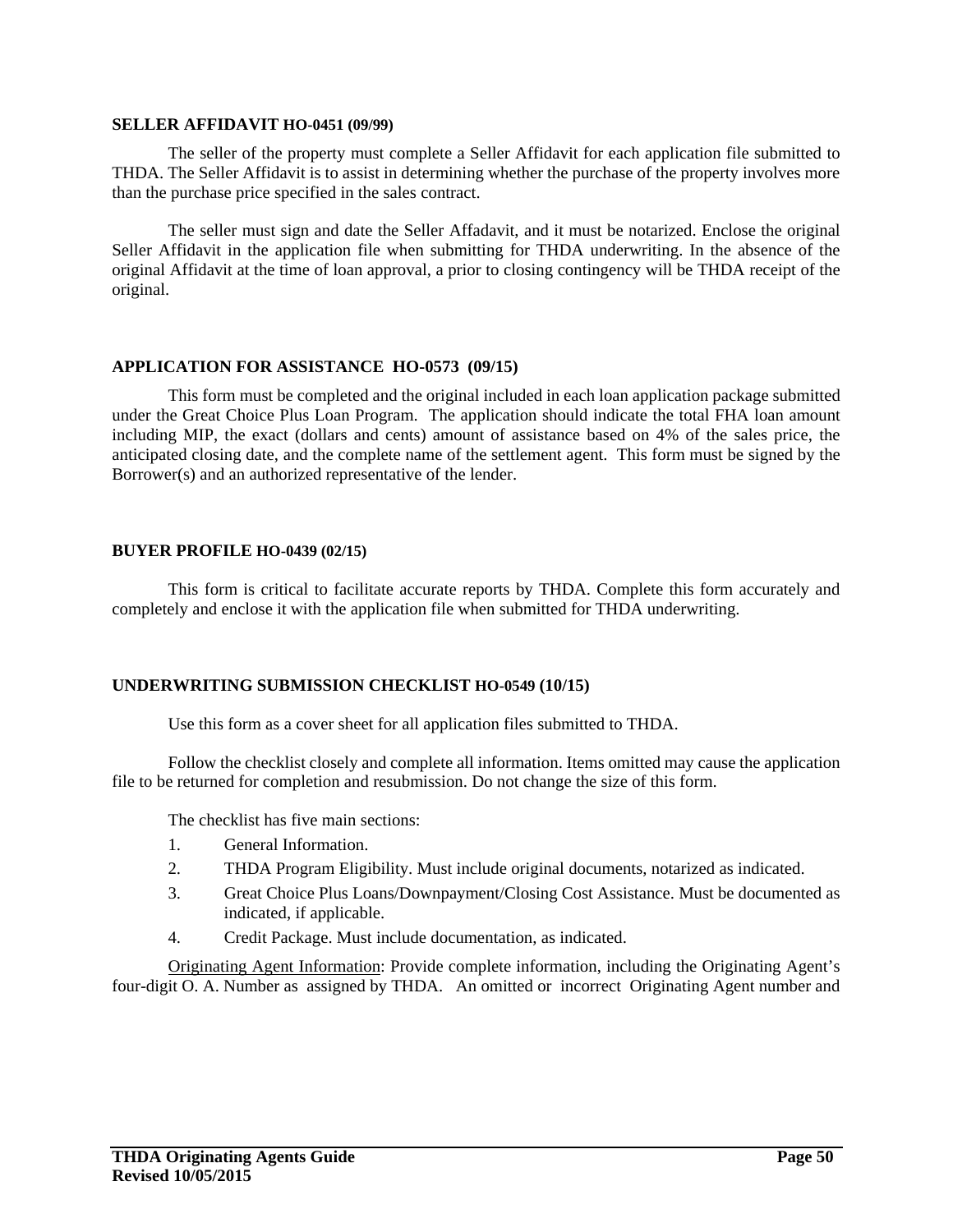**SELLER AFFIDAVIT HO-0451 (09/99)**

The seller of the property must complete a Seller Affidavit for each application file submitted to THDA. The Seller Affidavit is to assist in determining whether the purchase of the property involves more than the purchase price specified in the sales contract.

The seller must sign and date the Seller Affadavit, and it must be notarized. Enclose the original Seller Affidavit in the application file when submitting for THDA underwriting. In the absence of the original Affidavit at the time of loan approval, a prior to closing contingency will be THDA receipt of the original.

**APPLICATION FOR ASSISTANCE HO-0573 (09/15)**

This form must be completed and the original included in each loan application package submitted under the Great Choice Plus Loan Program. The application should indicate the total FHA loan amount including MIP, the exact (dollars and cents) amount of assistance based on 4% of the sales price, the anticipated closing date, and the complete name of the settlement agent. This form must be signed by the Borrower(s) and an authorized representative of the lender.

**BUYER PROFILE HO-0439 (02/15)**

This form is critical to facilitate accurate reports by THDA. Complete this form accurately and completely and enclose it with the application file when submitted for THDA underwriting.

**UNDERWRITING SUBMISSION CHECKLIST HO-0549 (10/15)**

Use this form as a cover sheet for all application files submitted to THDA.

Follow the checklist closely and complete all information. Items omitted may cause the application file to be returned for completion and resubmission. Do not change the size of this form.

The checklist has five main sections:

1. General Information.
2. THDA Program Eligibility. Must include original documents, notarized as indicated.
3. Great Choice Plus Loans/Downpayment/Closing Cost Assistance. Must be documented as indicated, if applicable.
4. Credit Package. Must include documentation, as indicated.

Originating Agent Information: Provide complete information, including the Originating Agent's four-digit O. A. Number as assigned by THDA. An omitted or incorrect Originating Agent number and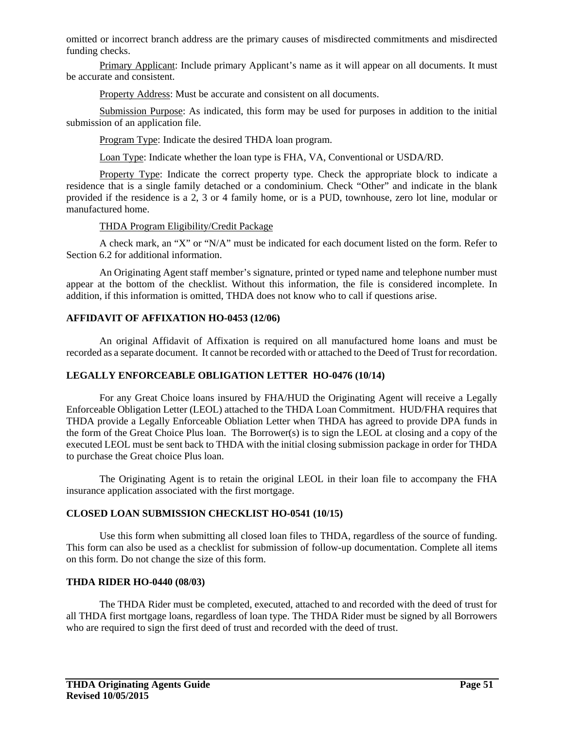omitted or incorrect branch address are the primary causes of misdirected commitments and misdirected funding checks.

Primary Applicant: Include primary Applicant's name as it will appear on all documents. It must be accurate and consistent.

Property Address: Must be accurate and consistent on all documents.

Submission Purpose: As indicated, this form may be used for purposes in addition to the initial submission of an application file.

Program Type: Indicate the desired THDA loan program.

Loan Type: Indicate whether the loan type is FHA, VA, Conventional or USDA/RD.

Property Type: Indicate the correct property type. Check the appropriate block to indicate a residence that is a single family detached or a condominium. Check "Other" and indicate in the blank provided if the residence is a 2, 3 or 4 family home, or is a PUD, townhouse, zero lot line, modular or manufactured home.

THDA Program Eligibility/Credit Package

A check mark, an "X" or "N/A" must be indicated for each document listed on the form. Refer to Section 6.2 for additional information.

An Originating Agent staff member's signature, printed or typed name and telephone number must appear at the bottom of the checklist. Without this information, the file is considered incomplete. In addition, if this information is omitted, THDA does not know who to call if questions arise.

**AFFIDAVIT OF AFFIXATION HO-0453 (12/06)**

An original Affidavit of Affixation is required on all manufactured home loans and must be recorded as a separate document. It cannot be recorded with or attached to the Deed of Trust for recordation.

**LEGALLY ENFORCEABLE OBLIGATION LETTER HO-0476 (10/14)**

For any Great Choice loans insured by FHA/HUD the Originating Agent will receive a Legally Enforceable Obligation Letter (LEOL) attached to the THDA Loan Commitment. HUD/FHA requires that THDA provide a Legally Enforceable Obliation Letter when THDA has agreed to provide DPA funds in the form of the Great Choice Plus loan. The Borrower(s) is to sign the LEOL at closing and a copy of the executed LEOL must be sent back to THDA with the initial closing submission package in order for THDA to purchase the Great choice Plus loan.

The Originating Agent is to retain the original LEOL in their loan file to accompany the FHA insurance application associated with the first mortgage.

**CLOSED LOAN SUBMISSION CHECKLIST HO-0541 (10/15)**

Use this form when submitting all closed loan files to THDA, regardless of the source of funding. This form can also be used as a checklist for submission of follow-up documentation. Complete all items on this form. Do not change the size of this form.

**THDA RIDER HO-0440 (08/03)**

The THDA Rider must be completed, executed, attached to and recorded with the deed of trust for all THDA first mortgage loans, regardless of loan type. The THDA Rider must be signed by all Borrowers who are required to sign the first deed of trust and recorded with the deed of trust.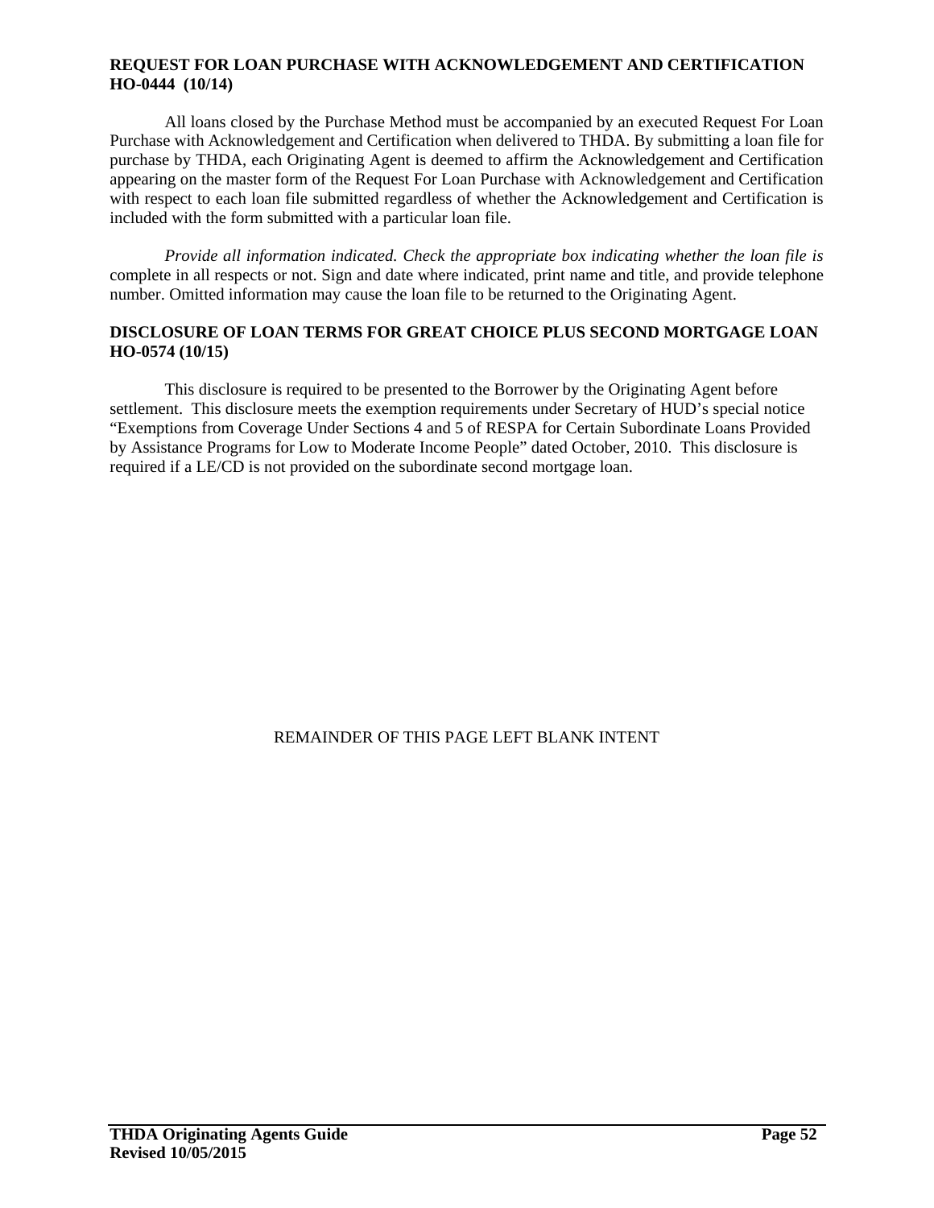**REQUEST FOR LOAN PURCHASE WITH ACKNOWLEDGEMENT AND CERTIFICATION HO-0444 (10/14)**

All loans closed by the Purchase Method must be accompanied by an executed Request For Loan Purchase with Acknowledgement and Certification when delivered to THDA. By submitting a loan file for purchase by THDA, each Originating Agent is deemed to affirm the Acknowledgement and Certification appearing on the master form of the Request For Loan Purchase with Acknowledgement and Certification with respect to each loan file submitted regardless of whether the Acknowledgement and Certification is included with the form submitted with a particular loan file.

*Provide all information indicated. Check the appropriate box indicating whether the loan file is* complete in all respects or not. Sign and date where indicated, print name and title, and provide telephone number. Omitted information may cause the loan file to be returned to the Originating Agent.

**DISCLOSURE OF LOAN TERMS FOR GREAT CHOICE PLUS SECOND MORTGAGE LOAN HO-0574 (10/15)**

This disclosure is required to be presented to the Borrower by the Originating Agent before settlement. This disclosure meets the exemption requirements under Secretary of HUD's special notice "Exemptions from Coverage Under Sections 4 and 5 of RESPA for Certain Subordinate Loans Provided by Assistance Programs for Low to Moderate Income People" dated October, 2010. This disclosure is required if a LE/CD is not provided on the subordinate second mortgage loan.

REMAINDER OF THIS PAGE LEFT BLANK INTENT